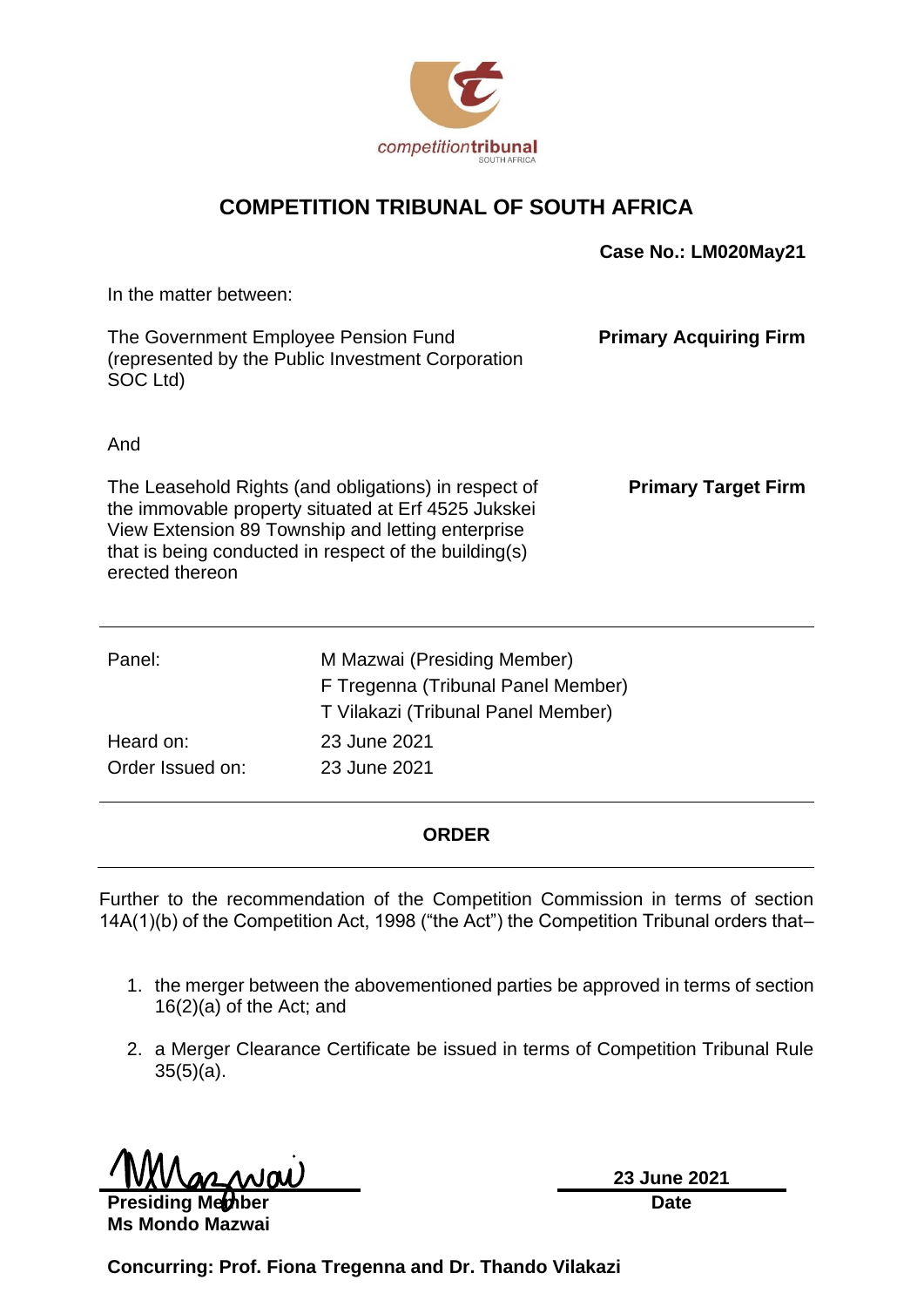# COMPETITION TRIBUNAL OF SOUTH AFRICA

**Case No.: LM020May21**

In the matter between:

| | |
|---|---|
| The Government Employee Pension Fund (represented by the Public Investment Corporation SOC Ltd) | **Primary Acquiring Firm** |
| And | |
| The Leasehold Rights (and obligations) in respect of the immovable property situated at Erf 4525 Jukskei View Extension 89 Township and letting enterprise that is being conducted in respect of the building(s) erected thereon | **Primary Target Firm** |

---

| | |
|---|---|
| Panel: | M Mazwai (Presiding Member) |
| | F Tregenna (Tribunal Panel Member) |
| | T Vilakazi (Tribunal Panel Member) |
| Heard on: | 23 June 2021 |
| Order Issued on: | 23 June 2021 |

---

## ORDER

---

Further to the recommendation of the Competition Commission in terms of section 14A(1)(b) of the Competition Act, 1998 ("the Act") the Competition Tribunal orders that–

1. the merger between the abovementioned parties be approved in terms of section 16(2)(a) of the Act; and
2. a Merger Clearance Certificate be issued in terms of Competition Tribunal Rule 35(5)(a).

**Presiding Member**
**Ms Mondo Mazwai**

**23 June 2021**
**Date**

**Concurring: Prof. Fiona Tregenna and Dr. Thando Vilakazi**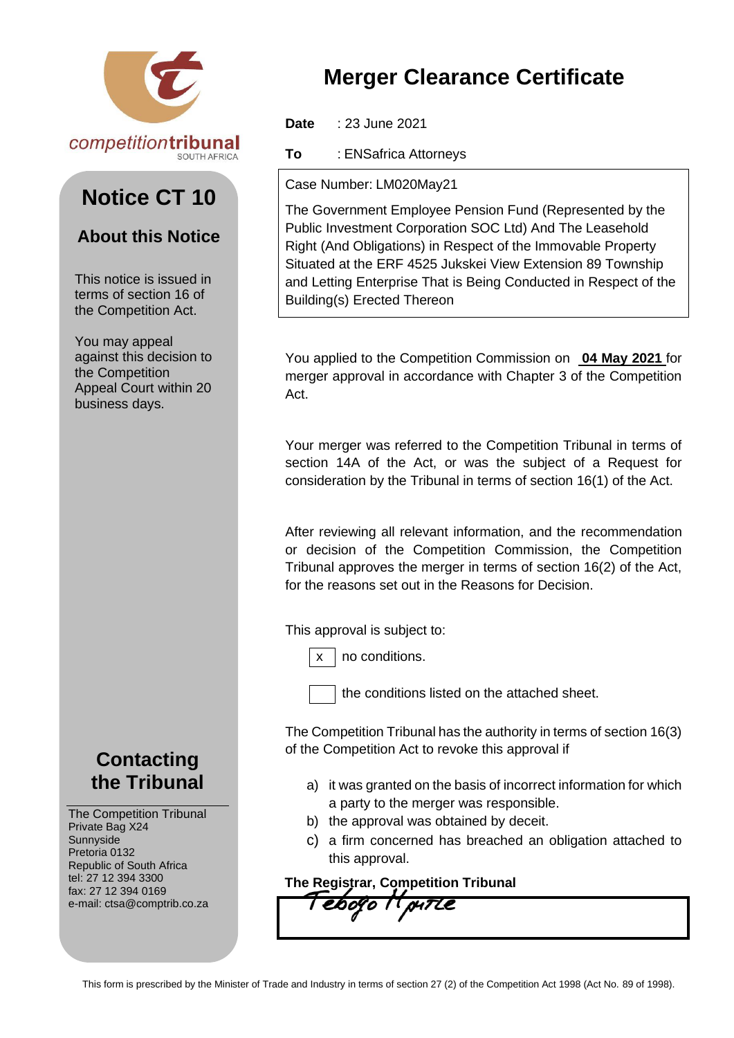competitiontribunal
SOUTH AFRICA

## Notice CT 10

### About this Notice

This notice is issued in terms of section 16 of the Competition Act.

You may appeal against this decision to the Competition Appeal Court within 20 business days.

# Merger Clearance Certificate

**Date** : 23 June 2021

**To** : ENSafrica Attorneys

Case Number: LM020May21

The Government Employee Pension Fund (Represented by the Public Investment Corporation SOC Ltd) And The Leasehold Right (And Obligations) in Respect of the Immovable Property Situated at the ERF 4525 Jukskei View Extension 89 Township and Letting Enterprise That is Being Conducted in Respect of the Building(s) Erected Thereon

You applied to the Competition Commission on **04 May 2021** for merger approval in accordance with Chapter 3 of the Competition Act.

Your merger was referred to the Competition Tribunal in terms of section 14A of the Act, or was the subject of a Request for consideration by the Tribunal in terms of section 16(1) of the Act.

After reviewing all relevant information, and the recommendation or decision of the Competition Commission, the Competition Tribunal approves the merger in terms of section 16(2) of the Act, for the reasons set out in the Reasons for Decision.

This approval is subject to:

- [x] no conditions.
- [ ] the conditions listed on the attached sheet.

The Competition Tribunal has the authority in terms of section 16(3) of the Competition Act to revoke this approval if

a) it was granted on the basis of incorrect information for which a party to the merger was responsible.
b) the approval was obtained by deceit.
c) a firm concerned has breached an obligation attached to this approval.

**The Registrar, Competition Tribunal**

Tebogo Mputle

### Contacting the Tribunal

The Competition Tribunal
Private Bag X24
Sunnyside
Pretoria 0132
Republic of South Africa
tel: 27 12 394 3300
fax: 27 12 394 0169
e-mail: ctsa@comptrib.co.za

This form is prescribed by the Minister of Trade and Industry in terms of section 27 (2) of the Competition Act 1998 (Act No. 89 of 1998).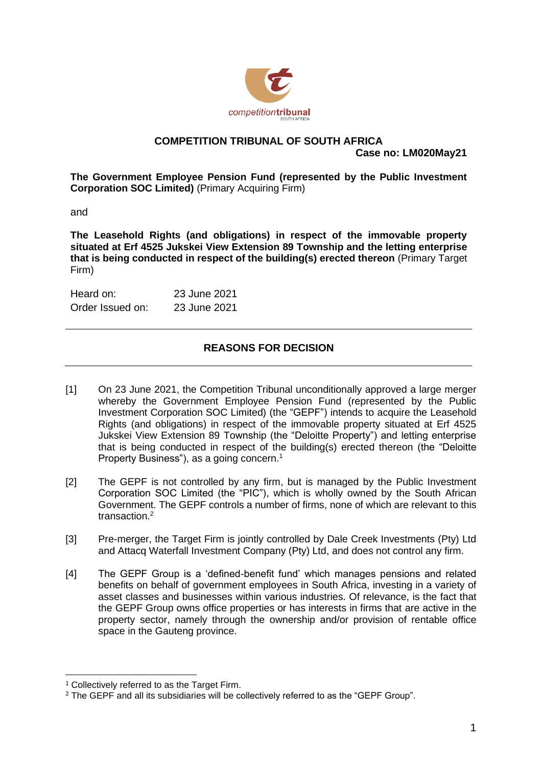**COMPETITION TRIBUNAL OF SOUTH AFRICA**

**Case no: LM020May21**

**The Government Employee Pension Fund (represented by the Public Investment Corporation SOC Limited)** (Primary Acquiring Firm)

and

**The Leasehold Rights (and obligations) in respect of the immovable property situated at Erf 4525 Jukskei View Extension 89 Township and the letting enterprise that is being conducted in respect of the building(s) erected thereon** (Primary Target Firm)

| | |
|---|---|
| Heard on: | 23 June 2021 |
| Order Issued on: | 23 June 2021 |

## REASONS FOR DECISION

[1] On 23 June 2021, the Competition Tribunal unconditionally approved a large merger whereby the Government Employee Pension Fund (represented by the Public Investment Corporation SOC Limited) (the "GEPF") intends to acquire the Leasehold Rights (and obligations) in respect of the immovable property situated at Erf 4525 Jukskei View Extension 89 Township (the "Deloitte Property") and letting enterprise that is being conducted in respect of the building(s) erected thereon (the "Deloitte Property Business"), as a going concern.[1]

[2] The GEPF is not controlled by any firm, but is managed by the Public Investment Corporation SOC Limited (the "PIC"), which is wholly owned by the South African Government. The GEPF controls a number of firms, none of which are relevant to this transaction.[2]

[3] Pre-merger, the Target Firm is jointly controlled by Dale Creek Investments (Pty) Ltd and Attacq Waterfall Investment Company (Pty) Ltd, and does not control any firm.

[4] The GEPF Group is a 'defined-benefit fund' which manages pensions and related benefits on behalf of government employees in South Africa, investing in a variety of asset classes and businesses within various industries. Of relevance, is the fact that the GEPF Group owns office properties or has interests in firms that are active in the property sector, namely through the ownership and/or provision of rentable office space in the Gauteng province.

---

[1] Collectively referred to as the Target Firm.

[2] The GEPF and all its subsidiaries will be collectively referred to as the "GEPF Group".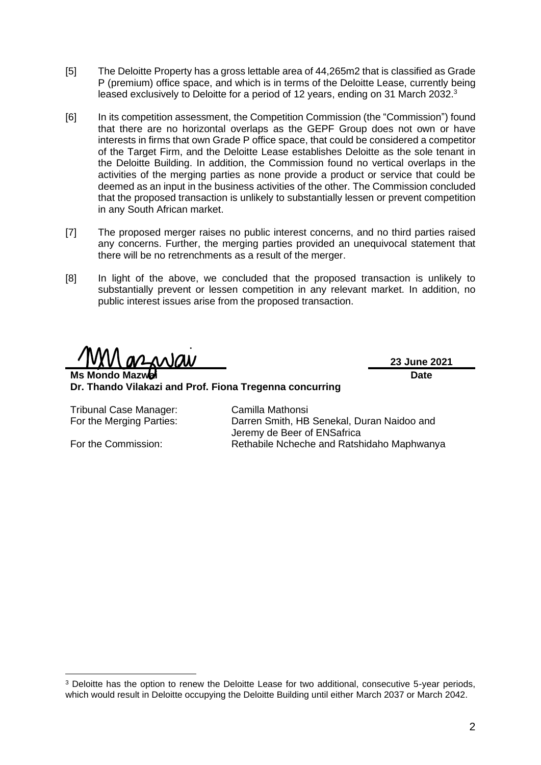[5] The Deloitte Property has a gross lettable area of 44,265m2 that is classified as Grade P (premium) office space, and which is in terms of the Deloitte Lease, currently being leased exclusively to Deloitte for a period of 12 years, ending on 31 March 2032.[3]

[6] In its competition assessment, the Competition Commission (the "Commission") found that there are no horizontal overlaps as the GEPF Group does not own or have interests in firms that own Grade P office space, that could be considered a competitor of the Target Firm, and the Deloitte Lease establishes Deloitte as the sole tenant in the Deloitte Building. In addition, the Commission found no vertical overlaps in the activities of the merging parties as none provide a product or service that could be deemed as an input in the business activities of the other. The Commission concluded that the proposed transaction is unlikely to substantially lessen or prevent competition in any South African market.

[7] The proposed merger raises no public interest concerns, and no third parties raised any concerns. Further, the merging parties provided an unequivocal statement that there will be no retrenchments as a result of the merger.

[8] In light of the above, we concluded that the proposed transaction is unlikely to substantially prevent or lessen competition in any relevant market. In addition, no public interest issues arise from the proposed transaction.

**Ms Mondo Mazwai** — **23 June 2021** (**Date**)

**Dr. Thando Vilakazi and Prof. Fiona Tregenna concurring**

Tribunal Case Manager: Camilla Mathonsi

For the Merging Parties: Darren Smith, HB Senekal, Duran Naidoo and Jeremy de Beer of ENSafrica

For the Commission: Rethabile Ncheche and Ratshidaho Maphwanya

---

[3] Deloitte has the option to renew the Deloitte Lease for two additional, consecutive 5-year periods, which would result in Deloitte occupying the Deloitte Building until either March 2037 or March 2042.